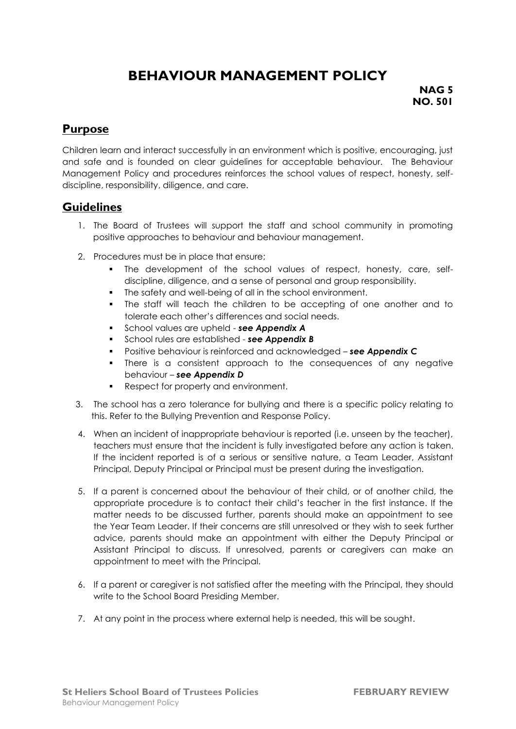# BEHAVIOUR MANAGEMENT POLICY

**NAG 5**
**NO. 501**

## Purpose

Children learn and interact successfully in an environment which is positive, encouraging, just and safe and is founded on clear guidelines for acceptable behaviour. The Behaviour Management Policy and procedures reinforces the school values of respect, honesty, self-discipline, responsibility, diligence, and care.

## Guidelines

1. The Board of Trustees will support the staff and school community in promoting positive approaches to behaviour and behaviour management.
2. Procedures must be in place that ensure;
   - The development of the school values of respect, honesty, care, self-discipline, diligence, and a sense of personal and group responsibility.
   - The safety and well-being of all in the school environment.
   - The staff will teach the children to be accepting of one another and to tolerate each other's differences and social needs.
   - School values are upheld - ***see Appendix A***
   - School rules are established - ***see Appendix B***
   - Positive behaviour is reinforced and acknowledged – ***see Appendix C***
   - There is a consistent approach to the consequences of any negative behaviour – ***see Appendix D***
   - Respect for property and environment.
3. The school has a zero tolerance for bullying and there is a specific policy relating to this. Refer to the Bullying Prevention and Response Policy.
4. When an incident of inappropriate behaviour is reported (i.e. unseen by the teacher), teachers must ensure that the incident is fully investigated before any action is taken. If the incident reported is of a serious or sensitive nature, a Team Leader, Assistant Principal, Deputy Principal or Principal must be present during the investigation.
5. If a parent is concerned about the behaviour of their child, or of another child, the appropriate procedure is to contact their child's teacher in the first instance. If the matter needs to be discussed further, parents should make an appointment to see the Year Team Leader. If their concerns are still unresolved or they wish to seek further advice, parents should make an appointment with either the Deputy Principal or Assistant Principal to discuss. If unresolved, parents or caregivers can make an appointment to meet with the Principal.
6. If a parent or caregiver is not satisfied after the meeting with the Principal, they should write to the School Board Presiding Member.
7. At any point in the process where external help is needed, this will be sought.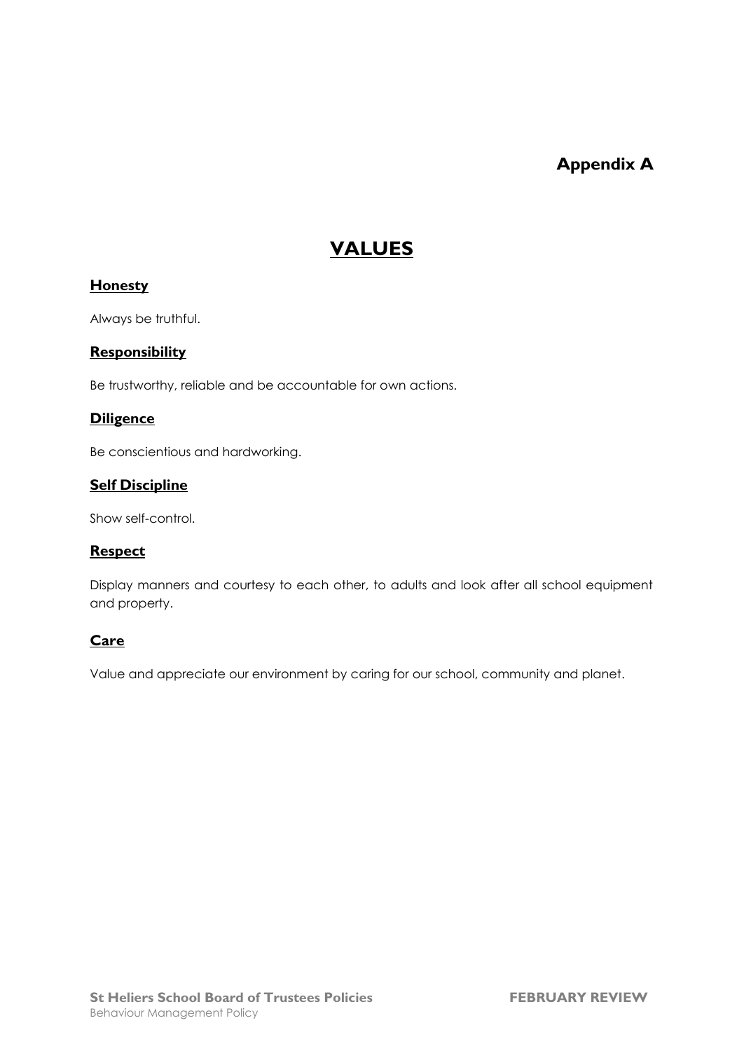**Appendix A**

# VALUES

## Honesty

Always be truthful.

## Responsibility

Be trustworthy, reliable and be accountable for own actions.

## Diligence

Be conscientious and hardworking.

## Self Discipline

Show self-control.

## Respect

Display manners and courtesy to each other, to adults and look after all school equipment and property.

## Care

Value and appreciate our environment by caring for our school, community and planet.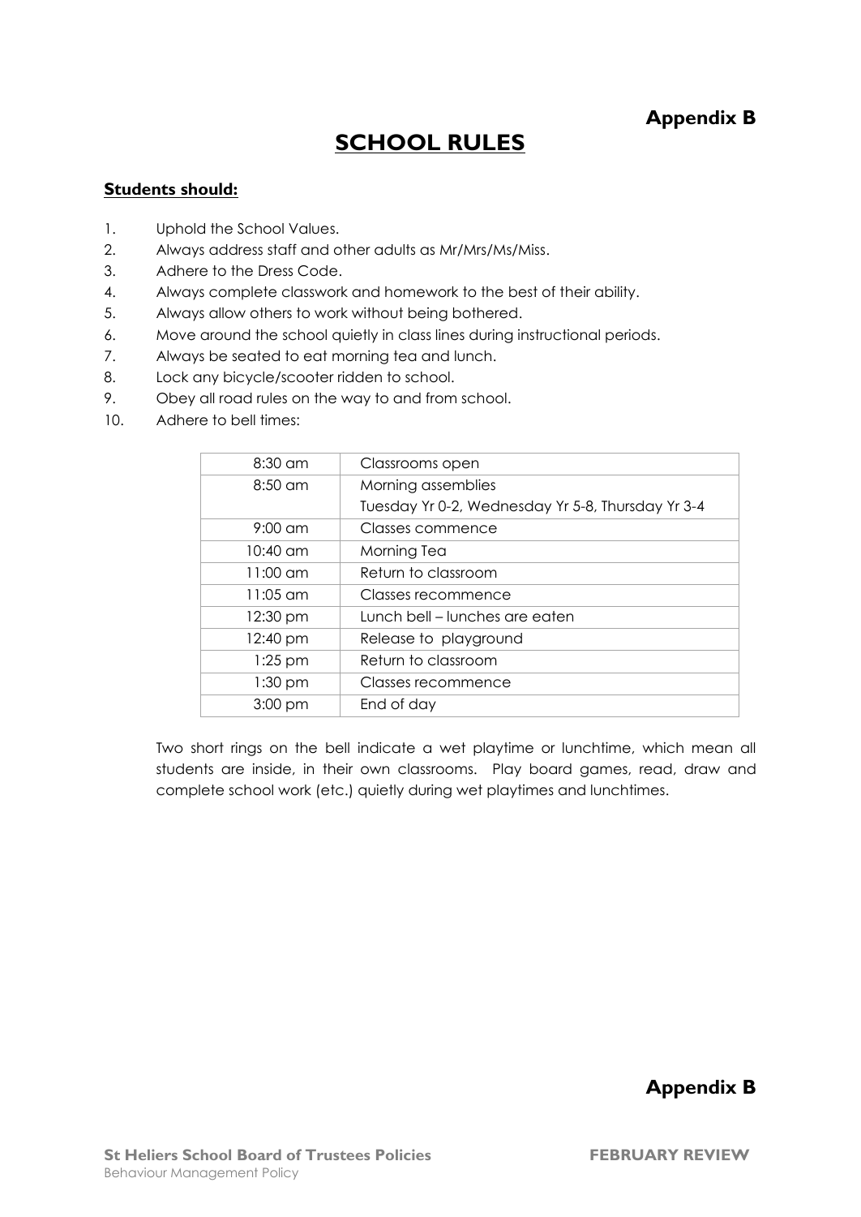**Appendix B**

# SCHOOL RULES

**Students should:**

1. Uphold the School Values.
2. Always address staff and other adults as Mr/Mrs/Ms/Miss.
3. Adhere to the Dress Code.
4. Always complete classwork and homework to the best of their ability.
5. Always allow others to work without being bothered.
6. Move around the school quietly in class lines during instructional periods.
7. Always be seated to eat morning tea and lunch.
8. Lock any bicycle/scooter ridden to school.
9. Obey all road rules on the way to and from school.
10. Adhere to bell times:

| | |
|---|---|
| 8:30 am | Classrooms open |
| 8:50 am | Morning assemblies<br>Tuesday Yr 0-2, Wednesday Yr 5-8, Thursday Yr 3-4 |
| 9:00 am | Classes commence |
| 10:40 am | Morning Tea |
| 11:00 am | Return to classroom |
| 11:05 am | Classes recommence |
| 12:30 pm | Lunch bell – lunches are eaten |
| 12:40 pm | Release to playground |
| 1:25 pm | Return to classroom |
| 1:30 pm | Classes recommence |
| 3:00 pm | End of day |

Two short rings on the bell indicate a wet playtime or lunchtime, which mean all students are inside, in their own classrooms. Play board games, read, draw and complete school work (etc.) quietly during wet playtimes and lunchtimes.

**Appendix B**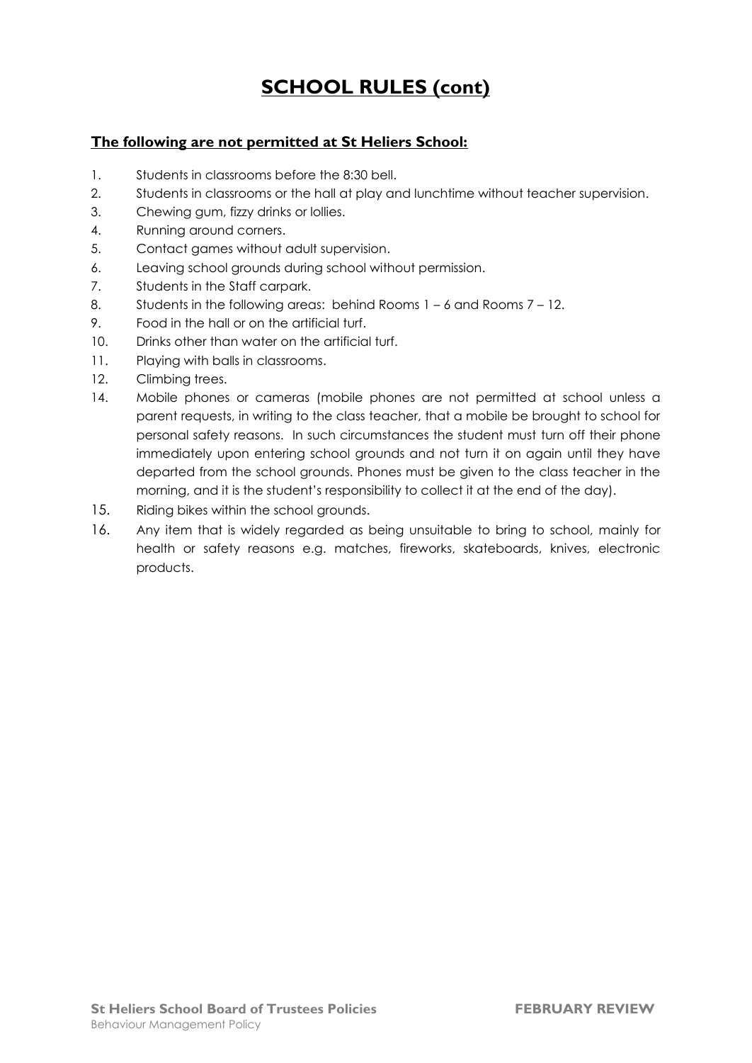# SCHOOL RULES (cont)

**The following are not permitted at St Heliers School:**

1. Students in classrooms before the 8:30 bell.
2. Students in classrooms or the hall at play and lunchtime without teacher supervision.
3. Chewing gum, fizzy drinks or lollies.
4. Running around corners.
5. Contact games without adult supervision.
6. Leaving school grounds during school without permission.
7. Students in the Staff carpark.
8. Students in the following areas: behind Rooms 1 – 6 and Rooms 7 – 12.
9. Food in the hall or on the artificial turf.
10. Drinks other than water on the artificial turf.
11. Playing with balls in classrooms.
12. Climbing trees.
14. Mobile phones or cameras (mobile phones are not permitted at school unless a parent requests, in writing to the class teacher, that a mobile be brought to school for personal safety reasons. In such circumstances the student must turn off their phone immediately upon entering school grounds and not turn it on again until they have departed from the school grounds. Phones must be given to the class teacher in the morning, and it is the student's responsibility to collect it at the end of the day).
15. Riding bikes within the school grounds.
16. Any item that is widely regarded as being unsuitable to bring to school, mainly for health or safety reasons e.g. matches, fireworks, skateboards, knives, electronic products.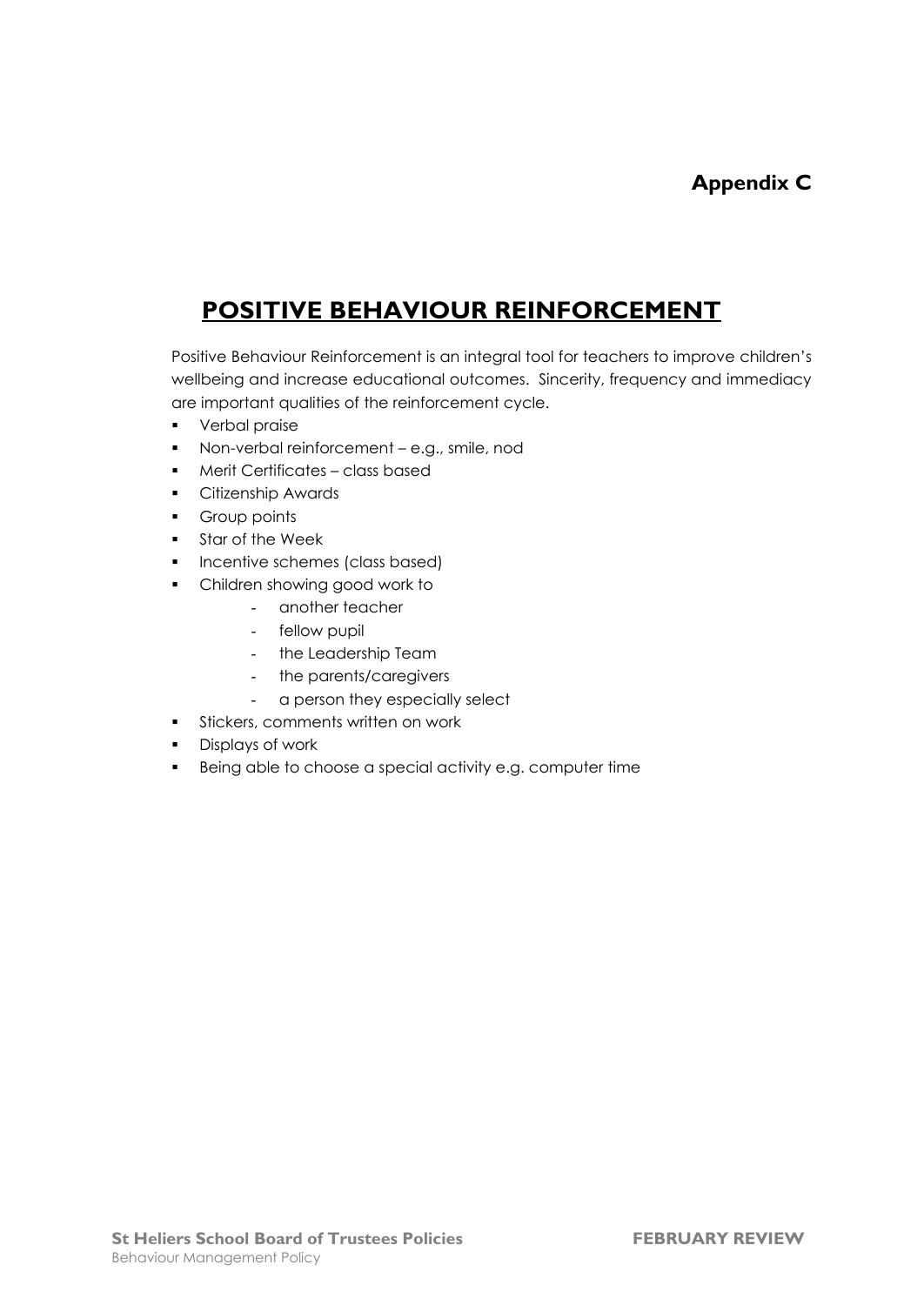**Appendix C**

# POSITIVE BEHAVIOUR REINFORCEMENT

Positive Behaviour Reinforcement is an integral tool for teachers to improve children's wellbeing and increase educational outcomes. Sincerity, frequency and immediacy are important qualities of the reinforcement cycle.

- Verbal praise
- Non-verbal reinforcement – e.g., smile, nod
- Merit Certificates – class based
- Citizenship Awards
- Group points
- Star of the Week
- Incentive schemes (class based)
- Children showing good work to
    - another teacher
    - fellow pupil
    - the Leadership Team
    - the parents/caregivers
    - a person they especially select
- Stickers, comments written on work
- Displays of work
- Being able to choose a special activity e.g. computer time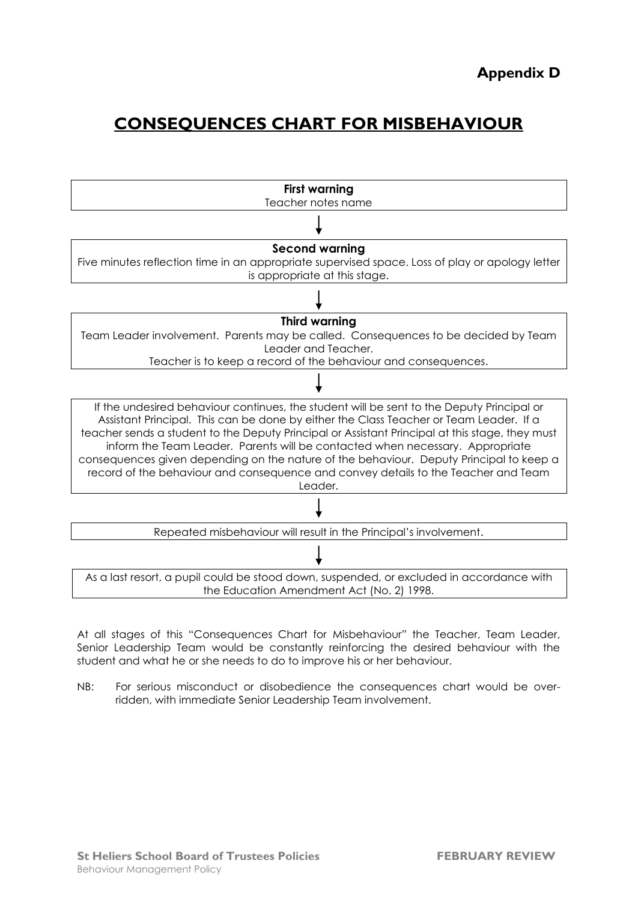**Appendix D**

# CONSEQUENCES CHART FOR MISBEHAVIOUR

**First warning**
Teacher notes name

↓

**Second warning**
Five minutes reflection time in an appropriate supervised space. Loss of play or apology letter is appropriate at this stage.

↓

**Third warning**
Team Leader involvement. Parents may be called. Consequences to be decided by Team Leader and Teacher.
Teacher is to keep a record of the behaviour and consequences.

↓

If the undesired behaviour continues, the student will be sent to the Deputy Principal or Assistant Principal. This can be done by either the Class Teacher or Team Leader. If a teacher sends a student to the Deputy Principal or Assistant Principal at this stage, they must inform the Team Leader. Parents will be contacted when necessary. Appropriate consequences given depending on the nature of the behaviour. Deputy Principal to keep a record of the behaviour and consequence and convey details to the Teacher and Team Leader.

↓

Repeated misbehaviour will result in the Principal's involvement.

↓

As a last resort, a pupil could be stood down, suspended, or excluded in accordance with the Education Amendment Act (No. 2) 1998.

At all stages of this "Consequences Chart for Misbehaviour" the Teacher, Team Leader, Senior Leadership Team would be constantly reinforcing the desired behaviour with the student and what he or she needs to do to improve his or her behaviour.

NB: For serious misconduct or disobedience the consequences chart would be over-ridden, with immediate Senior Leadership Team involvement.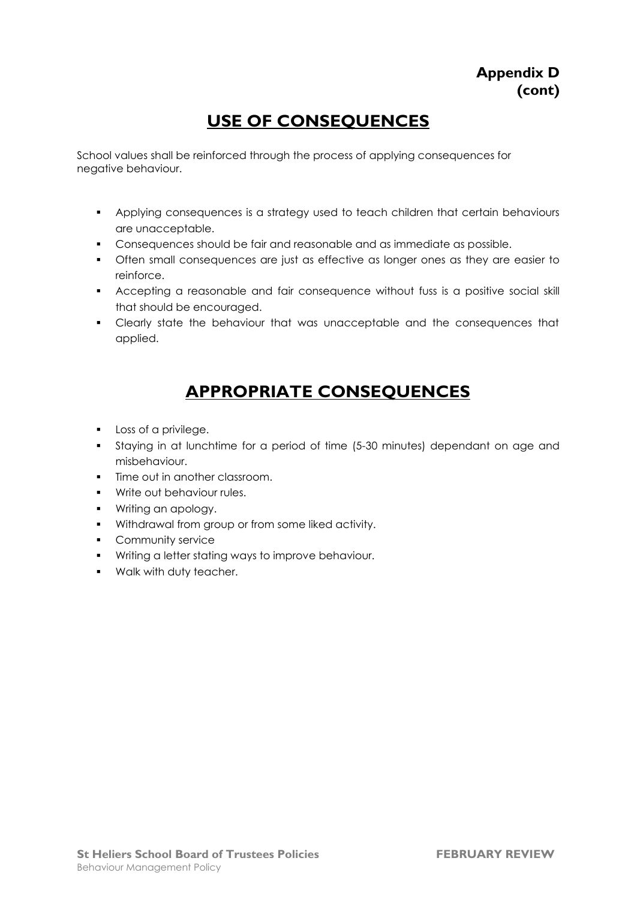**Appendix D (cont)**

# USE OF CONSEQUENCES

School values shall be reinforced through the process of applying consequences for negative behaviour.

- Applying consequences is a strategy used to teach children that certain behaviours are unacceptable.
- Consequences should be fair and reasonable and as immediate as possible.
- Often small consequences are just as effective as longer ones as they are easier to reinforce.
- Accepting a reasonable and fair consequence without fuss is a positive social skill that should be encouraged.
- Clearly state the behaviour that was unacceptable and the consequences that applied.

# APPROPRIATE CONSEQUENCES

- Loss of a privilege.
- Staying in at lunchtime for a period of time (5-30 minutes) dependant on age and misbehaviour.
- Time out in another classroom.
- Write out behaviour rules.
- Writing an apology.
- Withdrawal from group or from some liked activity.
- Community service
- Writing a letter stating ways to improve behaviour.
- Walk with duty teacher.